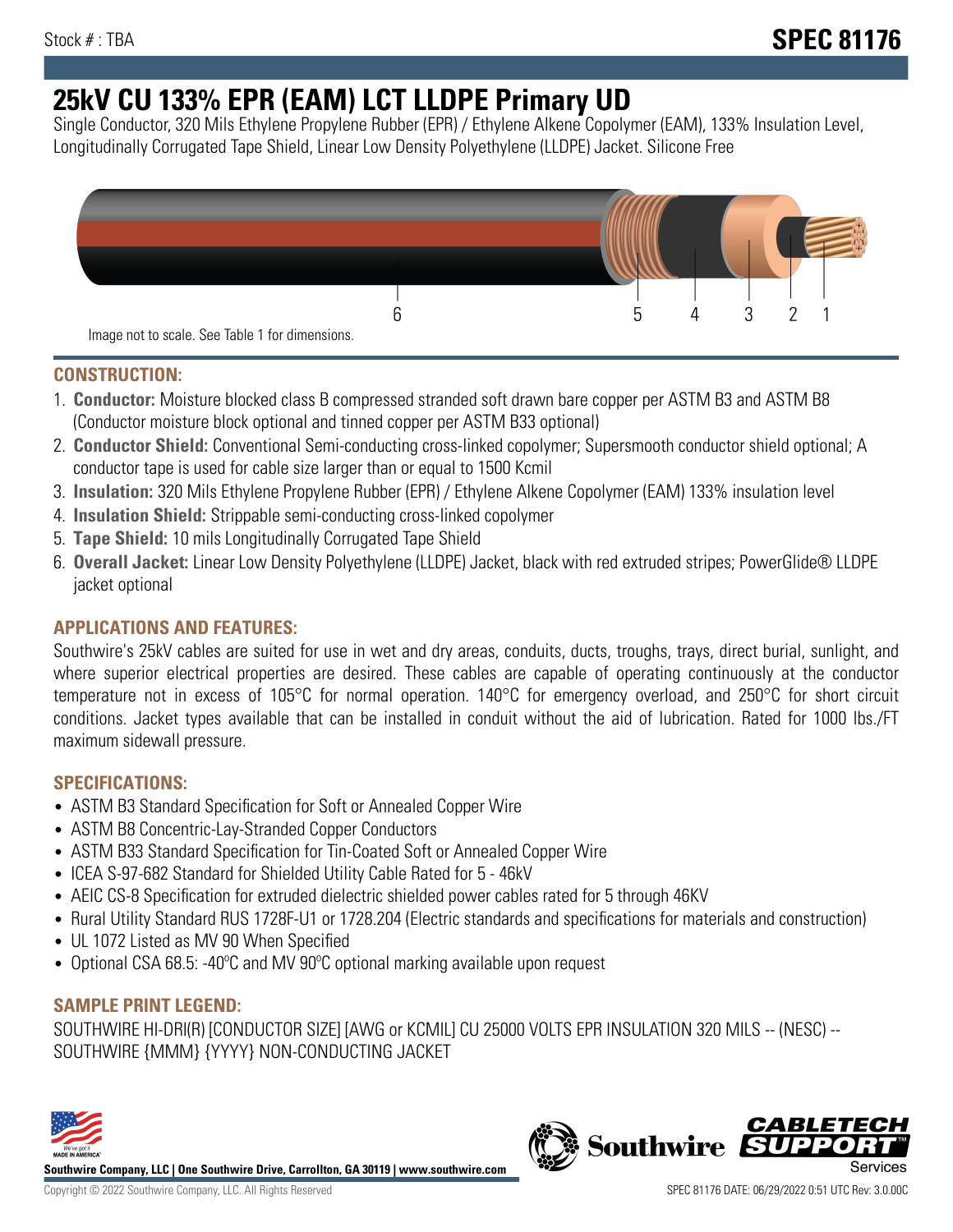Stock # : TBA

# SPEC 81176

# 25kV CU 133% EPR (EAM) LCT LLDPE Primary UD

Single Conductor, 320 Mils Ethylene Propylene Rubber (EPR) / Ethylene Alkene Copolymer (EAM), 133% Insulation Level, Longitudinally Corrugated Tape Shield, Linear Low Density Polyethylene (LLDPE) Jacket. Silicone Free

Image not to scale. See Table 1 for dimensions.

## CONSTRUCTION:

1. **Conductor:** Moisture blocked class B compressed stranded soft drawn bare copper per ASTM B3 and ASTM B8 (Conductor moisture block optional and tinned copper per ASTM B33 optional)
2. **Conductor Shield:** Conventional Semi-conducting cross-linked copolymer; Supersmooth conductor shield optional; A conductor tape is used for cable size larger than or equal to 1500 Kcmil
3. **Insulation:** 320 Mils Ethylene Propylene Rubber (EPR) / Ethylene Alkene Copolymer (EAM) 133% insulation level
4. **Insulation Shield:** Strippable semi-conducting cross-linked copolymer
5. **Tape Shield:** 10 mils Longitudinally Corrugated Tape Shield
6. **Overall Jacket:** Linear Low Density Polyethylene (LLDPE) Jacket, black with red extruded stripes; PowerGlide® LLDPE jacket optional

## APPLICATIONS AND FEATURES:

Southwire's 25kV cables are suited for use in wet and dry areas, conduits, ducts, troughs, trays, direct burial, sunlight, and where superior electrical properties are desired. These cables are capable of operating continuously at the conductor temperature not in excess of 105°C for normal operation. 140°C for emergency overload, and 250°C for short circuit conditions. Jacket types available that can be installed in conduit without the aid of lubrication. Rated for 1000 lbs./FT maximum sidewall pressure.

## SPECIFICATIONS:

- ASTM B3 Standard Specification for Soft or Annealed Copper Wire
- ASTM B8 Concentric-Lay-Stranded Copper Conductors
- ASTM B33 Standard Specification for Tin-Coated Soft or Annealed Copper Wire
- ICEA S-97-682 Standard for Shielded Utility Cable Rated for 5 - 46kV
- AEIC CS-8 Specification for extruded dielectric shielded power cables rated for 5 through 46KV
- Rural Utility Standard RUS 1728F-U1 or 1728.204 (Electric standards and specifications for materials and construction)
- UL 1072 Listed as MV 90 When Specified
- Optional CSA 68.5: -40ºC and MV 90ºC optional marking available upon request

## SAMPLE PRINT LEGEND:

SOUTHWIRE HI-DRI(R) [CONDUCTOR SIZE] [AWG or KCMIL] CU 25000 VOLTS EPR INSULATION 320 MILS -- (NESC) -- SOUTHWIRE {MMM} {YYYY} NON-CONDUCTING JACKET

**Southwire Company, LLC | One Southwire Drive, Carrollton, GA 30119 | www.southwire.com**

Copyright © 2022 Southwire Company, LLC. All Rights Reserved

SPEC 81176 DATE: 06/29/2022 0:51 UTC Rev: 3.0.00C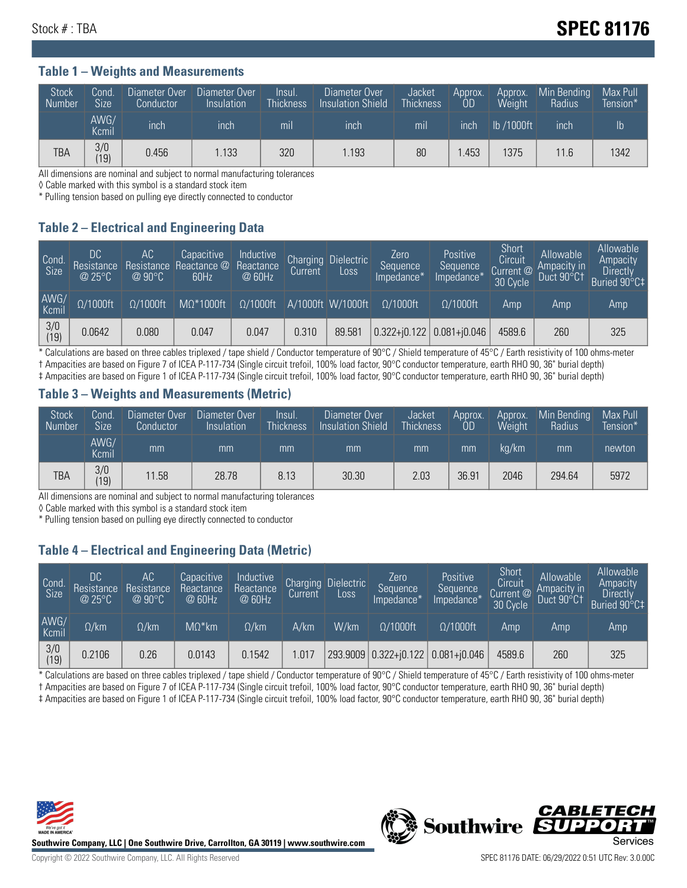Stock # : TBA

# SPEC 81176

## Table 1 – Weights and Measurements

| Stock Number | Cond. Size | Diameter Over Conductor | Diameter Over Insulation | Insul. Thickness | Diameter Over Insulation Shield | Jacket Thickness | Approx. OD | Approx. Weight | Min Bending Radius | Max Pull Tension* |
|---|---|---|---|---|---|---|---|---|---|---|
| | AWG/ Kcmil | inch | inch | mil | inch | mil | inch | lb /1000ft | inch | lb |
| TBA | 3/0 (19) | 0.456 | 1.133 | 320 | 1.193 | 80 | 1.453 | 1375 | 11.6 | 1342 |

All dimensions are nominal and subject to normal manufacturing tolerances
◊ Cable marked with this symbol is a standard stock item
* Pulling tension based on pulling eye directly connected to conductor

## Table 2 – Electrical and Engineering Data

| Cond. Size | DC Resistance @ 25°C | AC Resistance @ 90°C | Capacitive Reactance @ 60Hz | Inductive Reactance @ 60Hz | Charging Current | Dielectric Loss | Zero Sequence Impedance* | Positive Sequence Impedance* | Short Circuit Current @ 30 Cycle | Allowable Ampacity in Duct 90°C† | Allowable Ampacity Directly Buried 90°C‡ |
|---|---|---|---|---|---|---|---|---|---|---|---|
| AWG/ Kcmil | Ω/1000ft | Ω/1000ft | MΩ*1000ft | Ω/1000ft | A/1000ft | W/1000ft | Ω/1000ft | Ω/1000ft | Amp | Amp | Amp |
| 3/0 (19) | 0.0642 | 0.080 | 0.047 | 0.047 | 0.310 | 89.581 | 0.322+j0.122 | 0.081+j0.046 | 4589.6 | 260 | 325 |

* Calculations are based on three cables triplexed / tape shield / Conductor temperature of 90°C / Shield temperature of 45°C / Earth resistivity of 100 ohms-meter
† Ampacities are based on Figure 7 of ICEA P-117-734 (Single circuit trefoil, 100% load factor, 90°C conductor temperature, earth RHO 90, 36" burial depth)
‡ Ampacities are based on Figure 1 of ICEA P-117-734 (Single circuit trefoil, 100% load factor, 90°C conductor temperature, earth RHO 90, 36" burial depth)

## Table 3 – Weights and Measurements (Metric)

| Stock Number | Cond. Size | Diameter Over Conductor | Diameter Over Insulation | Insul. Thickness | Diameter Over Insulation Shield | Jacket Thickness | Approx. OD | Approx. Weight | Min Bending Radius | Max Pull Tension* |
|---|---|---|---|---|---|---|---|---|---|---|
| | AWG/ Kcmil | mm | mm | mm | mm | mm | mm | kg/km | mm | newton |
| TBA | 3/0 (19) | 11.58 | 28.78 | 8.13 | 30.30 | 2.03 | 36.91 | 2046 | 294.64 | 5972 |

All dimensions are nominal and subject to normal manufacturing tolerances
◊ Cable marked with this symbol is a standard stock item
* Pulling tension based on pulling eye directly connected to conductor

## Table 4 – Electrical and Engineering Data (Metric)

| Cond. Size | DC Resistance @ 25°C | AC Resistance @ 90°C | Capacitive Reactance @ 60Hz | Inductive Reactance @ 60Hz | Charging Current | Dielectric Loss | Zero Sequence Impedance* | Positive Sequence Impedance* | Short Circuit Current @ 30 Cycle | Allowable Ampacity in Duct 90°C† | Allowable Ampacity Directly Buried 90°C‡ |
|---|---|---|---|---|---|---|---|---|---|---|---|
| AWG/ Kcmil | Ω/km | Ω/km | MΩ*km | Ω/km | A/km | W/km | Ω/1000ft | Ω/1000ft | Amp | Amp | Amp |
| 3/0 (19) | 0.2106 | 0.26 | 0.0143 | 0.1542 | 1.017 | 293.9009 | 0.322+j0.122 | 0.081+j0.046 | 4589.6 | 260 | 325 |

* Calculations are based on three cables triplexed / tape shield / Conductor temperature of 90°C / Shield temperature of 45°C / Earth resistivity of 100 ohms-meter
† Ampacities are based on Figure 7 of ICEA P-117-734 (Single circuit trefoil, 100% load factor, 90°C conductor temperature, earth RHO 90, 36" burial depth)
‡ Ampacities are based on Figure 1 of ICEA P-117-734 (Single circuit trefoil, 100% load factor, 90°C conductor temperature, earth RHO 90, 36" burial depth)

Southwire Company, LLC | One Southwire Drive, Carrollton, GA 30119 | www.southwire.com

Copyright © 2022 Southwire Company, LLC. All Rights Reserved

SPEC 81176 DATE: 06/29/2022 0:51 UTC Rev: 3.0.00C